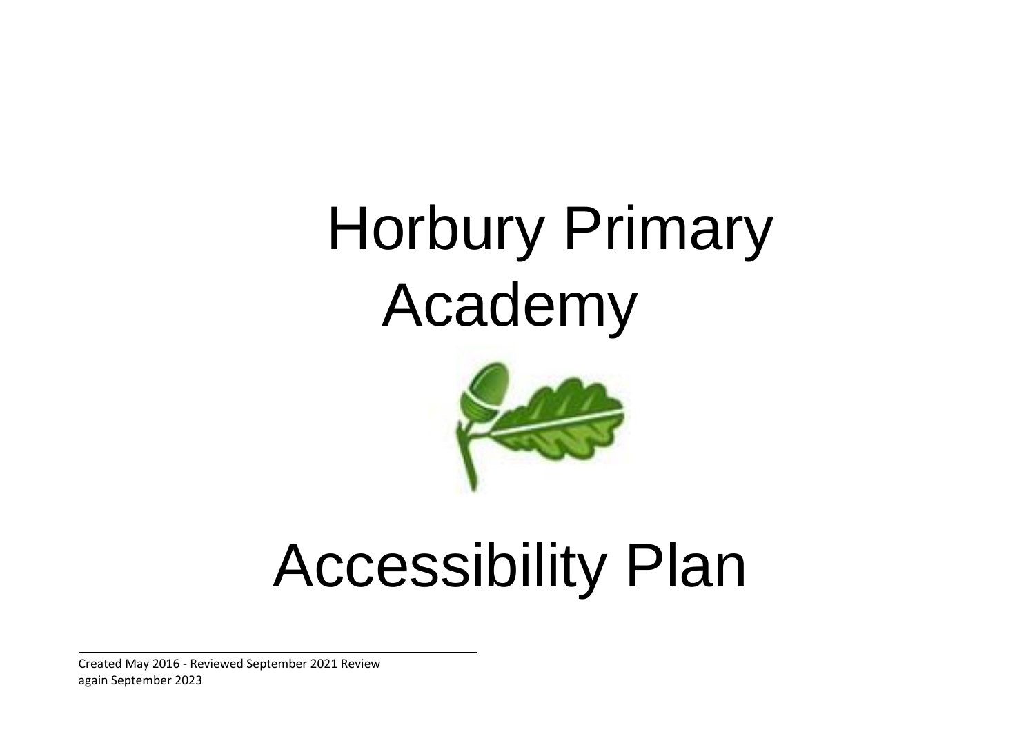# Horbury Primary Academy

# Accessibility Plan

Created May 2016 - Reviewed September 2021 Review again September 2023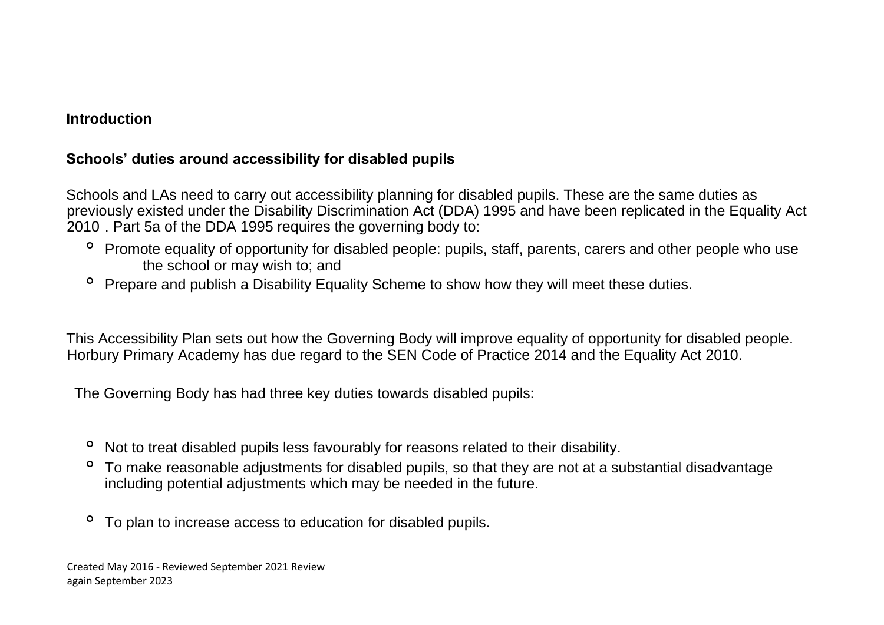## Introduction

### Schools' duties around accessibility for disabled pupils

Schools and LAs need to carry out accessibility planning for disabled pupils. These are the same duties as previously existed under the Disability Discrimination Act (DDA) 1995 and have been replicated in the Equality Act 2010 . Part 5a of the DDA 1995 requires the governing body to:

- Promote equality of opportunity for disabled people: pupils, staff, parents, carers and other people who use the school or may wish to; and
- Prepare and publish a Disability Equality Scheme to show how they will meet these duties.

This Accessibility Plan sets out how the Governing Body will improve equality of opportunity for disabled people. Horbury Primary Academy has due regard to the SEN Code of Practice 2014 and the Equality Act 2010.

The Governing Body has had three key duties towards disabled pupils:

- Not to treat disabled pupils less favourably for reasons related to their disability.
- To make reasonable adjustments for disabled pupils, so that they are not at a substantial disadvantage including potential adjustments which may be needed in the future.
- To plan to increase access to education for disabled pupils.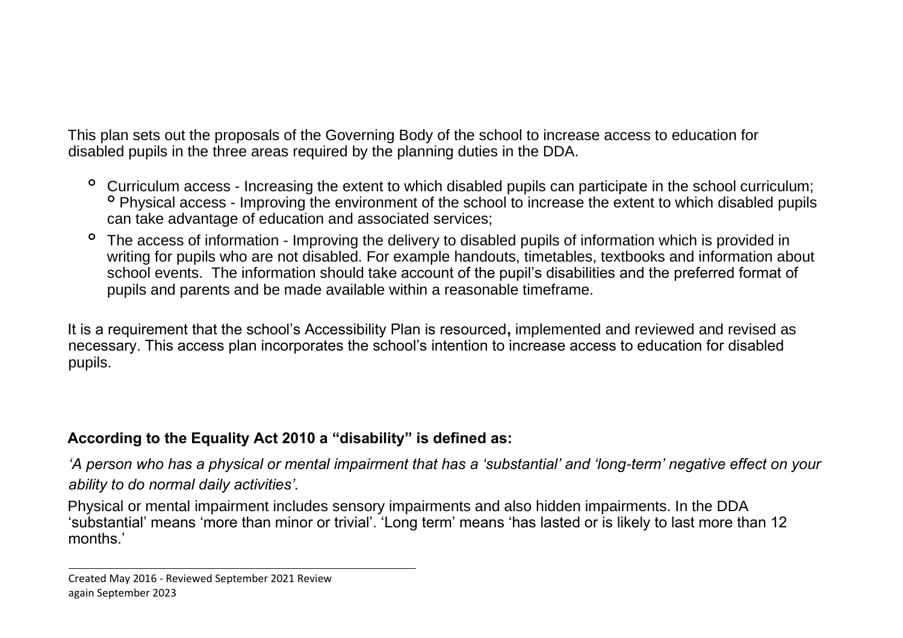This plan sets out the proposals of the Governing Body of the school to increase access to education for disabled pupils in the three areas required by the planning duties in the DDA.

- Curriculum access - Increasing the extent to which disabled pupils can participate in the school curriculum;
- Physical access - Improving the environment of the school to increase the extent to which disabled pupils can take advantage of education and associated services;
- The access of information - Improving the delivery to disabled pupils of information which is provided in writing for pupils who are not disabled. For example handouts, timetables, textbooks and information about school events. The information should take account of the pupil's disabilities and the preferred format of pupils and parents and be made available within a reasonable timeframe.

It is a requirement that the school's Accessibility Plan is resourced**,** implemented and reviewed and revised as necessary. This access plan incorporates the school's intention to increase access to education for disabled pupils.

**According to the Equality Act 2010 a "disability" is defined as:**

*'A person who has a physical or mental impairment that has a 'substantial' and 'long-term' negative effect on your ability to do normal daily activities'.*

Physical or mental impairment includes sensory impairments and also hidden impairments. In the DDA 'substantial' means 'more than minor or trivial'. 'Long term' means 'has lasted or is likely to last more than 12 months.'

Created May 2016 - Reviewed September 2021 Review again September 2023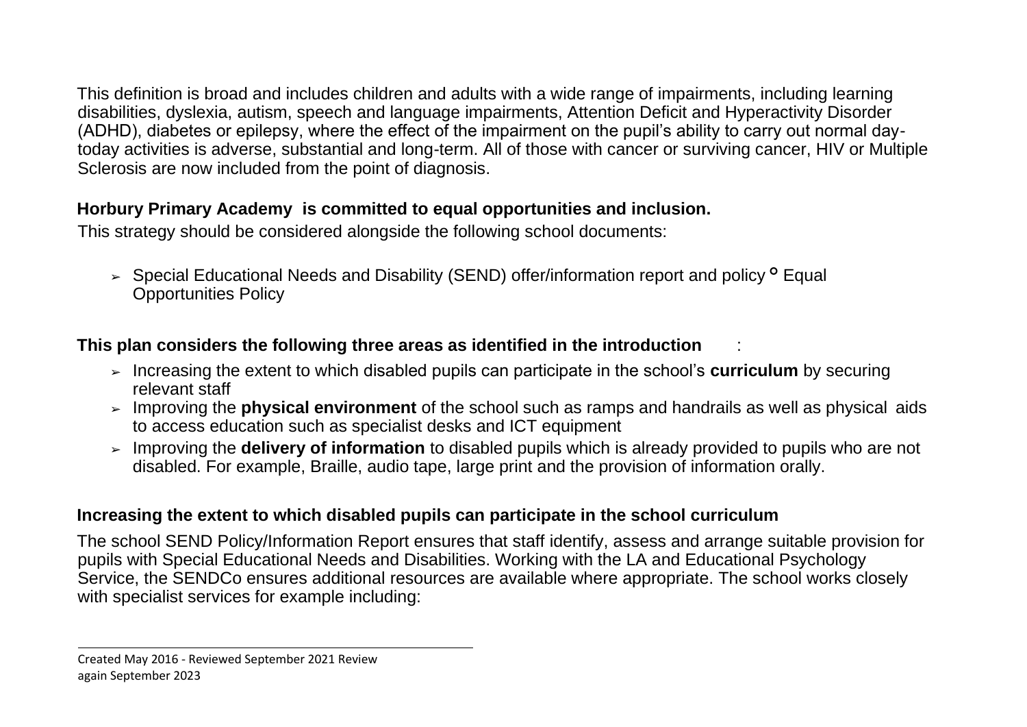This definition is broad and includes children and adults with a wide range of impairments, including learning disabilities, dyslexia, autism, speech and language impairments, Attention Deficit and Hyperactivity Disorder (ADHD), diabetes or epilepsy, where the effect of the impairment on the pupil's ability to carry out normal day-today activities is adverse, substantial and long-term. All of those with cancer or surviving cancer, HIV or Multiple Sclerosis are now included from the point of diagnosis.

**Horbury Primary Academy is committed to equal opportunities and inclusion.**

This strategy should be considered alongside the following school documents:

- Special Educational Needs and Disability (SEND) offer/information report and policy ° Equal Opportunities Policy

**This plan considers the following three areas as identified in the introduction** :

- Increasing the extent to which disabled pupils can participate in the school's **curriculum** by securing relevant staff
- Improving the **physical environment** of the school such as ramps and handrails as well as physical aids to access education such as specialist desks and ICT equipment
- Improving the **delivery of information** to disabled pupils which is already provided to pupils who are not disabled. For example, Braille, audio tape, large print and the provision of information orally.

**Increasing the extent to which disabled pupils can participate in the school curriculum**

The school SEND Policy/Information Report ensures that staff identify, assess and arrange suitable provision for pupils with Special Educational Needs and Disabilities. Working with the LA and Educational Psychology Service, the SENDCo ensures additional resources are available where appropriate. The school works closely with specialist services for example including: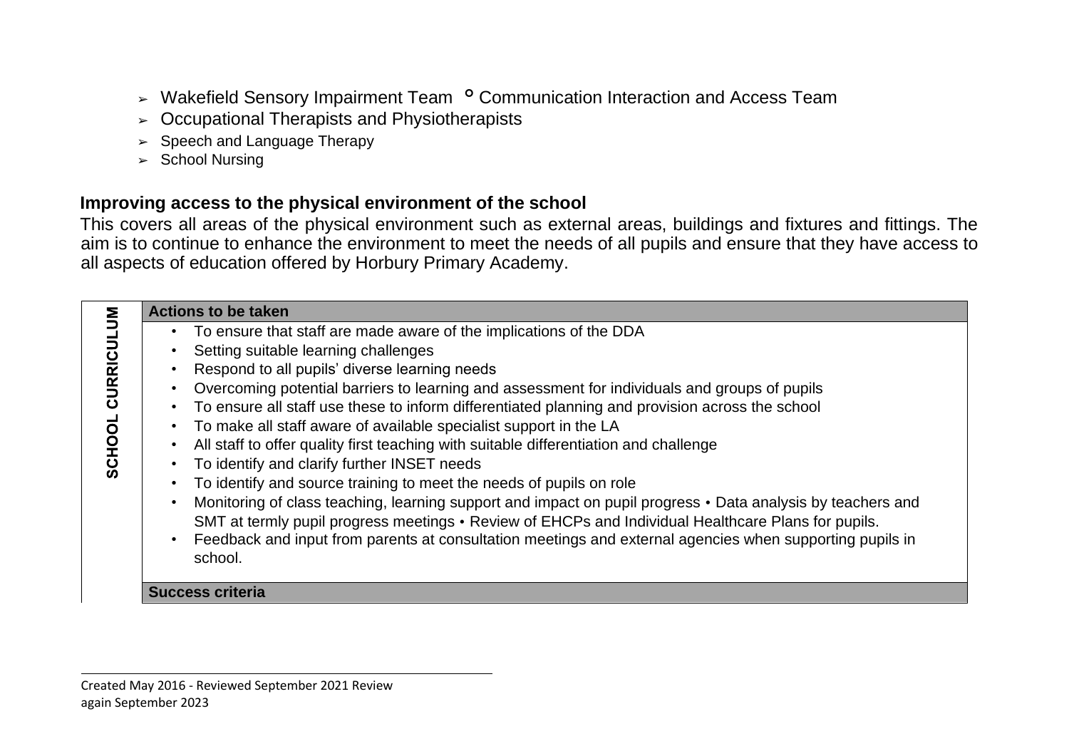- Wakefield Sensory Impairment Team ° Communication Interaction and Access Team
- Occupational Therapists and Physiotherapists
- Speech and Language Therapy
- School Nursing

### Improving access to the physical environment of the school

This covers all areas of the physical environment such as external areas, buildings and fixtures and fittings. The aim is to continue to enhance the environment to meet the needs of all pupils and ensure that they have access to all aspects of education offered by Horbury Primary Academy.

| SCHOOL CURRICULUM | Actions to be taken |
|---|---|
| | • To ensure that staff are made aware of the implications of the DDA<br>• Setting suitable learning challenges<br>• Respond to all pupils' diverse learning needs<br>• Overcoming potential barriers to learning and assessment for individuals and groups of pupils<br>• To ensure all staff use these to inform differentiated planning and provision across the school<br>• To make all staff aware of available specialist support in the LA<br>• All staff to offer quality first teaching with suitable differentiation and challenge<br>• To identify and clarify further INSET needs<br>• To identify and source training to meet the needs of pupils on role<br>• Monitoring of class teaching, learning support and impact on pupil progress • Data analysis by teachers and SMT at termly pupil progress meetings • Review of EHCPs and Individual Healthcare Plans for pupils.<br>• Feedback and input from parents at consultation meetings and external agencies when supporting pupils in school. |
| | **Success criteria** |

Created May 2016 - Reviewed September 2021 Review again September 2023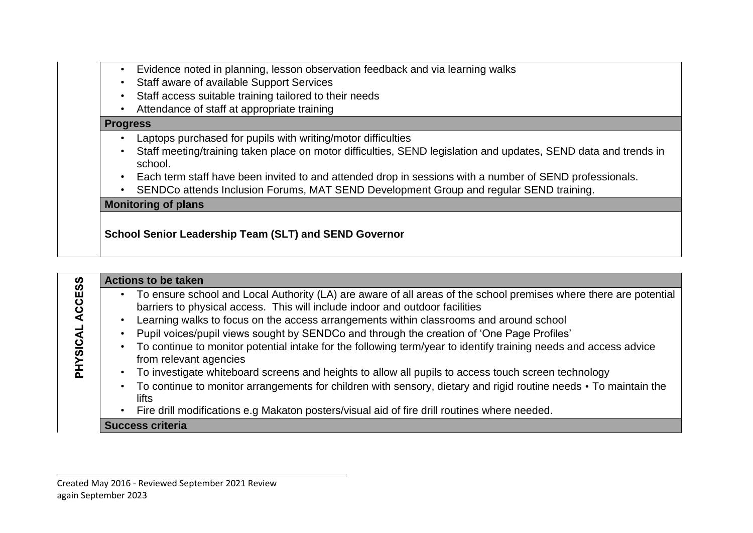- Evidence noted in planning, lesson observation feedback and via learning walks
- Staff aware of available Support Services
- Staff access suitable training tailored to their needs
- Attendance of staff at appropriate training

**Progress**

- Laptops purchased for pupils with writing/motor difficulties
- Staff meeting/training taken place on motor difficulties, SEND legislation and updates, SEND data and trends in school.
- Each term staff have been invited to and attended drop in sessions with a number of SEND professionals.
- SENDCo attends Inclusion Forums, MAT SEND Development Group and regular SEND training.

**Monitoring of plans**

**School Senior Leadership Team (SLT) and SEND Governor**

## PHYSICAL ACCESS

**Actions to be taken**

- To ensure school and Local Authority (LA) are aware of all areas of the school premises where there are potential barriers to physical access. This will include indoor and outdoor facilities
- Learning walks to focus on the access arrangements within classrooms and around school
- Pupil voices/pupil views sought by SENDCo and through the creation of 'One Page Profiles'
- To continue to monitor potential intake for the following term/year to identify training needs and access advice from relevant agencies
- To investigate whiteboard screens and heights to allow all pupils to access touch screen technology
- To continue to monitor arrangements for children with sensory, dietary and rigid routine needs • To maintain the lifts
- Fire drill modifications e.g Makaton posters/visual aid of fire drill routines where needed.

**Success criteria**

Created May 2016 - Reviewed September 2021 Review again September 2023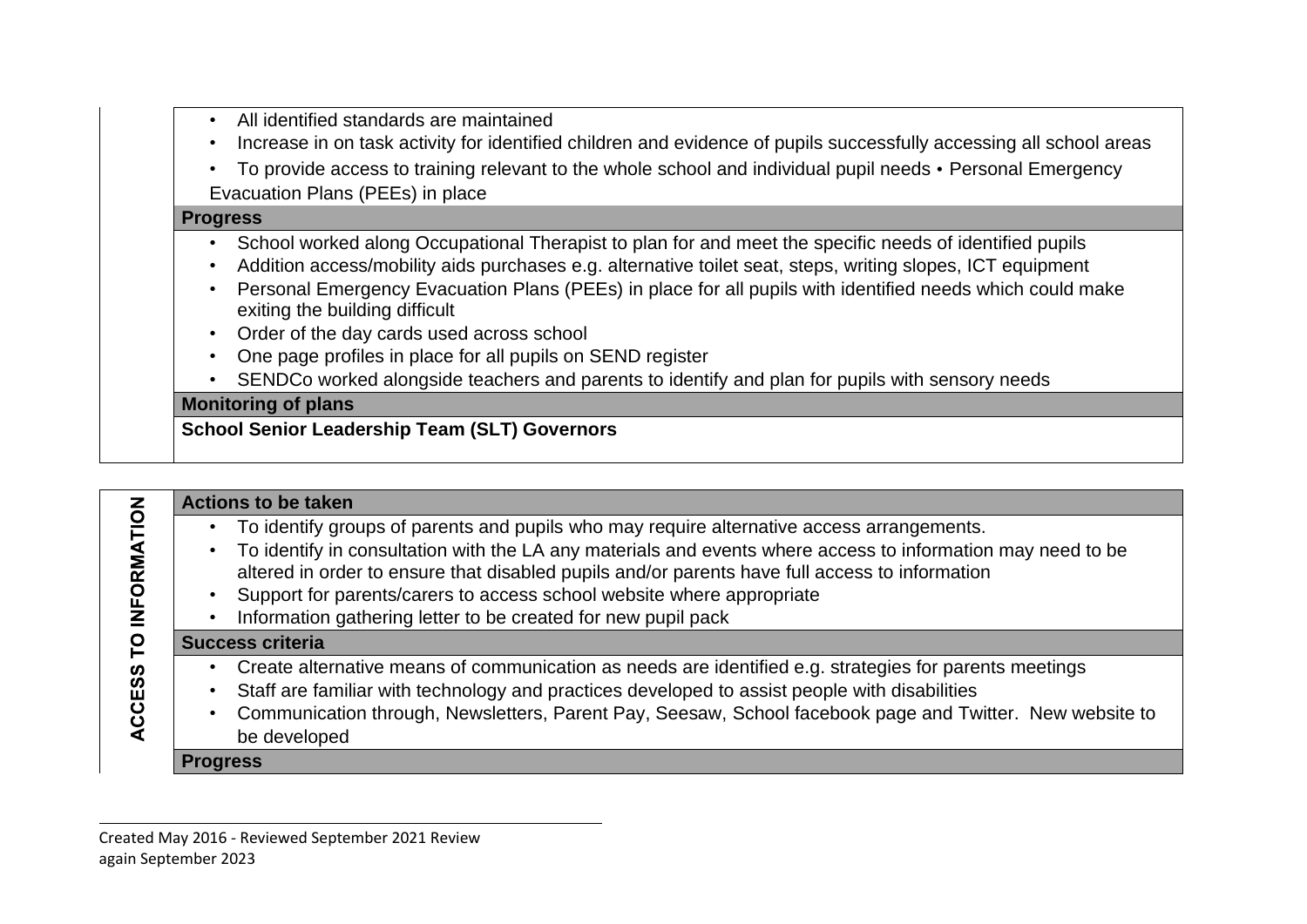- All identified standards are maintained
- Increase in on task activity for identified children and evidence of pupils successfully accessing all school areas
- To provide access to training relevant to the whole school and individual pupil needs • Personal Emergency Evacuation Plans (PEEs) in place

**Progress**

- School worked along Occupational Therapist to plan for and meet the specific needs of identified pupils
- Addition access/mobility aids purchases e.g. alternative toilet seat, steps, writing slopes, ICT equipment
- Personal Emergency Evacuation Plans (PEEs) in place for all pupils with identified needs which could make exiting the building difficult
- Order of the day cards used across school
- One page profiles in place for all pupils on SEND register
- SENDCo worked alongside teachers and parents to identify and plan for pupils with sensory needs

**Monitoring of plans**

**School Senior Leadership Team (SLT) Governors**

## ACCESS TO INFORMATION

**Actions to be taken**

- To identify groups of parents and pupils who may require alternative access arrangements.
- To identify in consultation with the LA any materials and events where access to information may need to be altered in order to ensure that disabled pupils and/or parents have full access to information
- Support for parents/carers to access school website where appropriate
- Information gathering letter to be created for new pupil pack

**Success criteria**

- Create alternative means of communication as needs are identified e.g. strategies for parents meetings
- Staff are familiar with technology and practices developed to assist people with disabilities
- Communication through, Newsletters, Parent Pay, Seesaw, School facebook page and Twitter. New website to be developed

**Progress**

Created May 2016 - Reviewed September 2021 Review again September 2023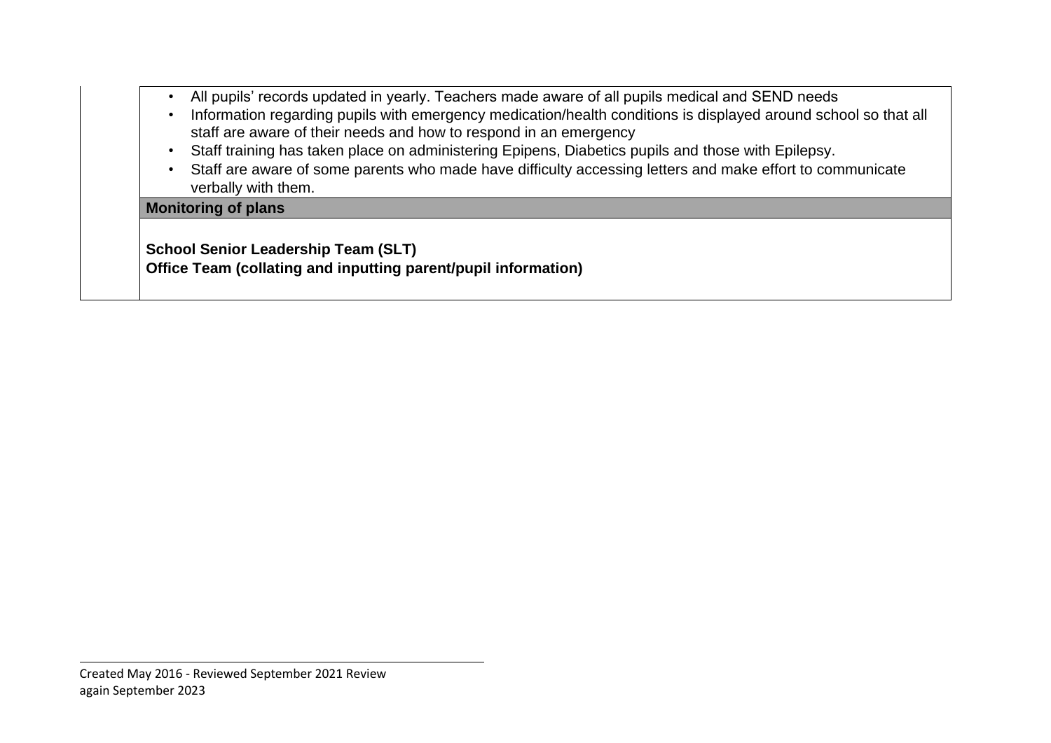| | |
|---|---|
| | • All pupils' records updated in yearly. Teachers made aware of all pupils medical and SEND needs<br>• Information regarding pupils with emergency medication/health conditions is displayed around school so that all staff are aware of their needs and how to respond in an emergency<br>• Staff training has taken place on administering Epipens, Diabetics pupils and those with Epilepsy.<br>• Staff are aware of some parents who made have difficulty accessing letters and make effort to communicate verbally with them. |
| | **Monitoring of plans** |
| | **School Senior Leadership Team (SLT)**<br>**Office Team (collating and inputting parent/pupil information)** |

Created May 2016 - Reviewed September 2021 Review again September 2023